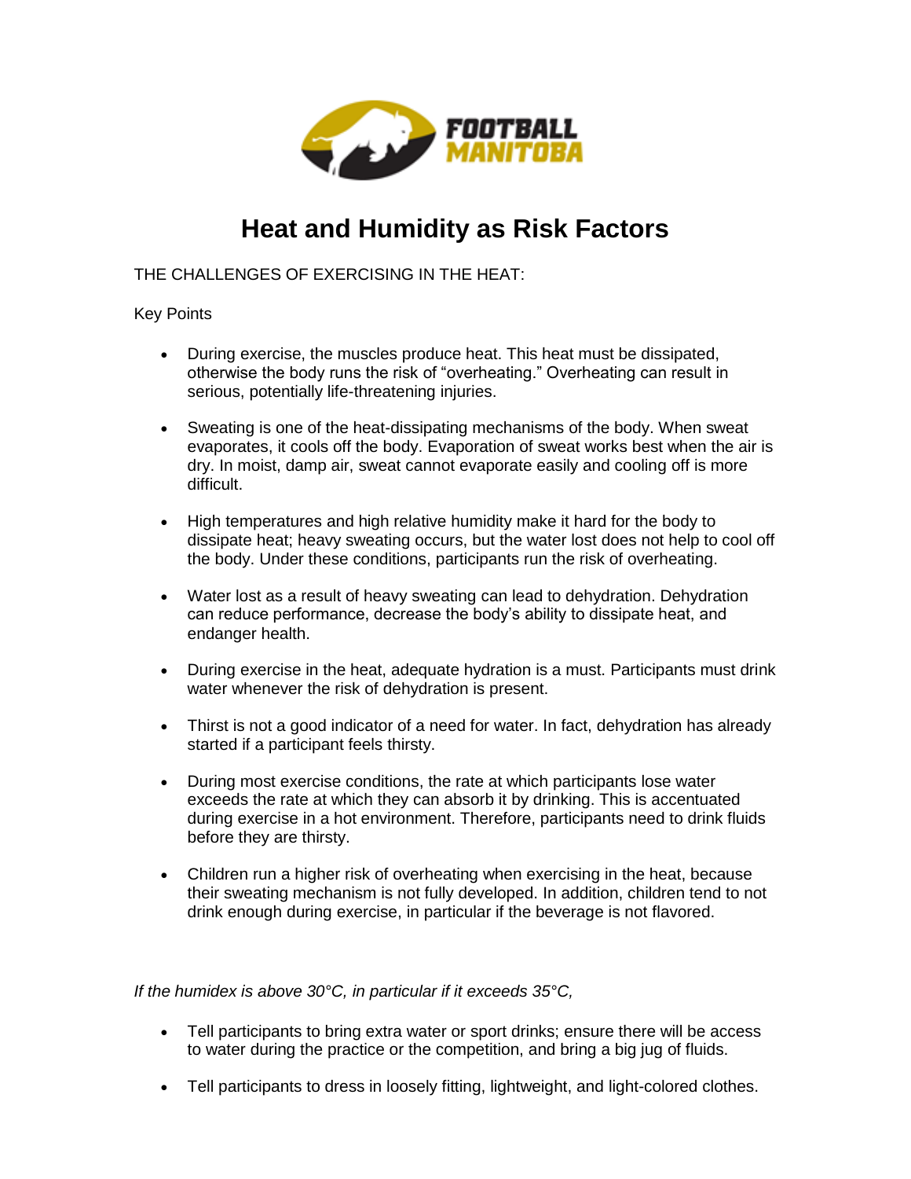# Heat and Humidity as Risk Factors

THE CHALLENGES OF EXERCISING IN THE HEAT:

Key Points

- During exercise, the muscles produce heat. This heat must be dissipated, otherwise the body runs the risk of "overheating." Overheating can result in serious, potentially life-threatening injuries.

- Sweating is one of the heat-dissipating mechanisms of the body. When sweat evaporates, it cools off the body. Evaporation of sweat works best when the air is dry. In moist, damp air, sweat cannot evaporate easily and cooling off is more difficult.

- High temperatures and high relative humidity make it hard for the body to dissipate heat; heavy sweating occurs, but the water lost does not help to cool off the body. Under these conditions, participants run the risk of overheating.

- Water lost as a result of heavy sweating can lead to dehydration. Dehydration can reduce performance, decrease the body's ability to dissipate heat, and endanger health.

- During exercise in the heat, adequate hydration is a must. Participants must drink water whenever the risk of dehydration is present.

- Thirst is not a good indicator of a need for water. In fact, dehydration has already started if a participant feels thirsty.

- During most exercise conditions, the rate at which participants lose water exceeds the rate at which they can absorb it by drinking. This is accentuated during exercise in a hot environment. Therefore, participants need to drink fluids before they are thirsty.

- Children run a higher risk of overheating when exercising in the heat, because their sweating mechanism is not fully developed. In addition, children tend to not drink enough during exercise, in particular if the beverage is not flavored.

*If the humidex is above 30°C, in particular if it exceeds 35°C,*

- Tell participants to bring extra water or sport drinks; ensure there will be access to water during the practice or the competition, and bring a big jug of fluids.

- Tell participants to dress in loosely fitting, lightweight, and light-colored clothes.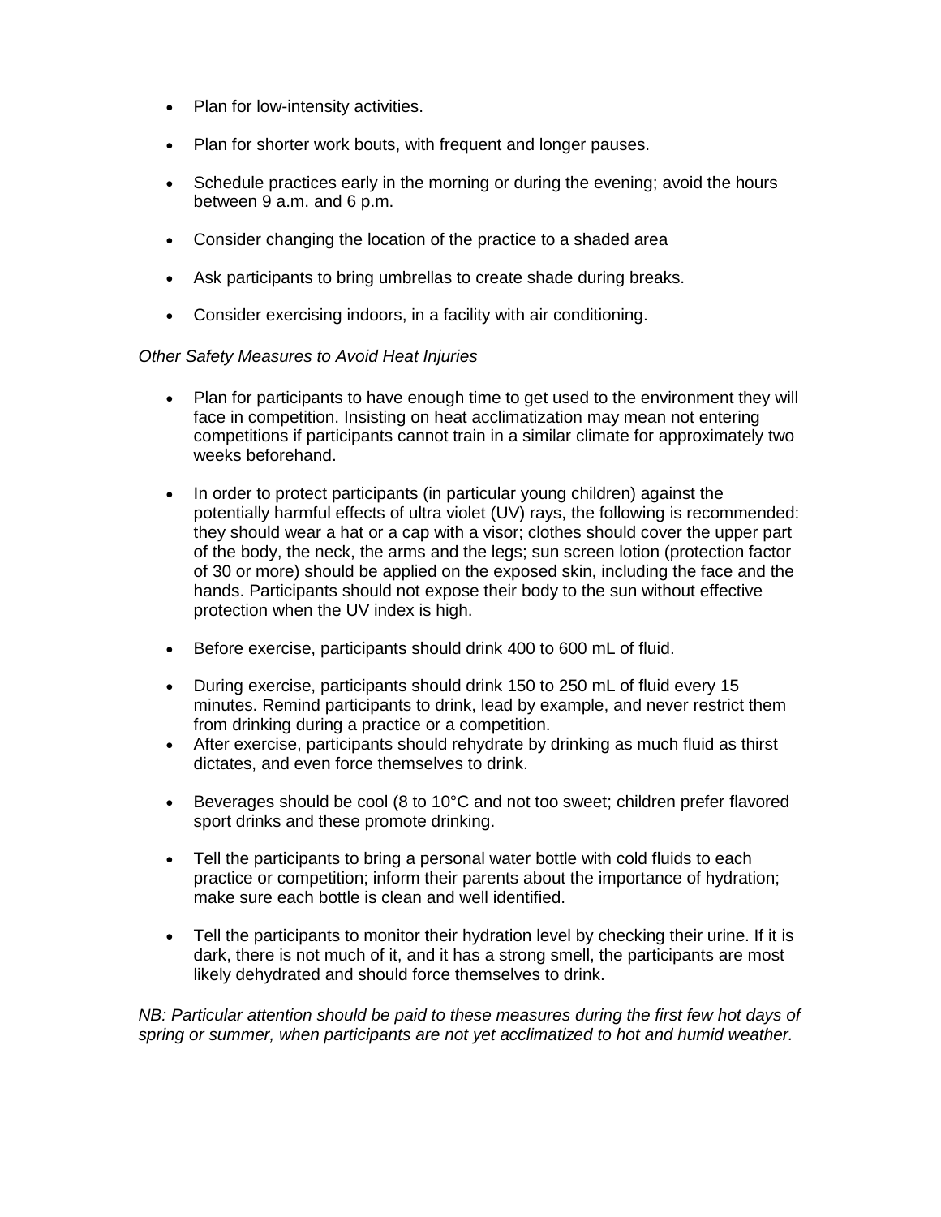- Plan for low-intensity activities.
- Plan for shorter work bouts, with frequent and longer pauses.
- Schedule practices early in the morning or during the evening; avoid the hours between 9 a.m. and 6 p.m.
- Consider changing the location of the practice to a shaded area
- Ask participants to bring umbrellas to create shade during breaks.
- Consider exercising indoors, in a facility with air conditioning.

*Other Safety Measures to Avoid Heat Injuries*

- Plan for participants to have enough time to get used to the environment they will face in competition. Insisting on heat acclimatization may mean not entering competitions if participants cannot train in a similar climate for approximately two weeks beforehand.
- In order to protect participants (in particular young children) against the potentially harmful effects of ultra violet (UV) rays, the following is recommended: they should wear a hat or a cap with a visor; clothes should cover the upper part of the body, the neck, the arms and the legs; sun screen lotion (protection factor of 30 or more) should be applied on the exposed skin, including the face and the hands. Participants should not expose their body to the sun without effective protection when the UV index is high.
- Before exercise, participants should drink 400 to 600 mL of fluid.
- During exercise, participants should drink 150 to 250 mL of fluid every 15 minutes. Remind participants to drink, lead by example, and never restrict them from drinking during a practice or a competition.
- After exercise, participants should rehydrate by drinking as much fluid as thirst dictates, and even force themselves to drink.
- Beverages should be cool (8 to 10°C and not too sweet; children prefer flavored sport drinks and these promote drinking.
- Tell the participants to bring a personal water bottle with cold fluids to each practice or competition; inform their parents about the importance of hydration; make sure each bottle is clean and well identified.
- Tell the participants to monitor their hydration level by checking their urine. If it is dark, there is not much of it, and it has a strong smell, the participants are most likely dehydrated and should force themselves to drink.

*NB: Particular attention should be paid to these measures during the first few hot days of spring or summer, when participants are not yet acclimatized to hot and humid weather.*